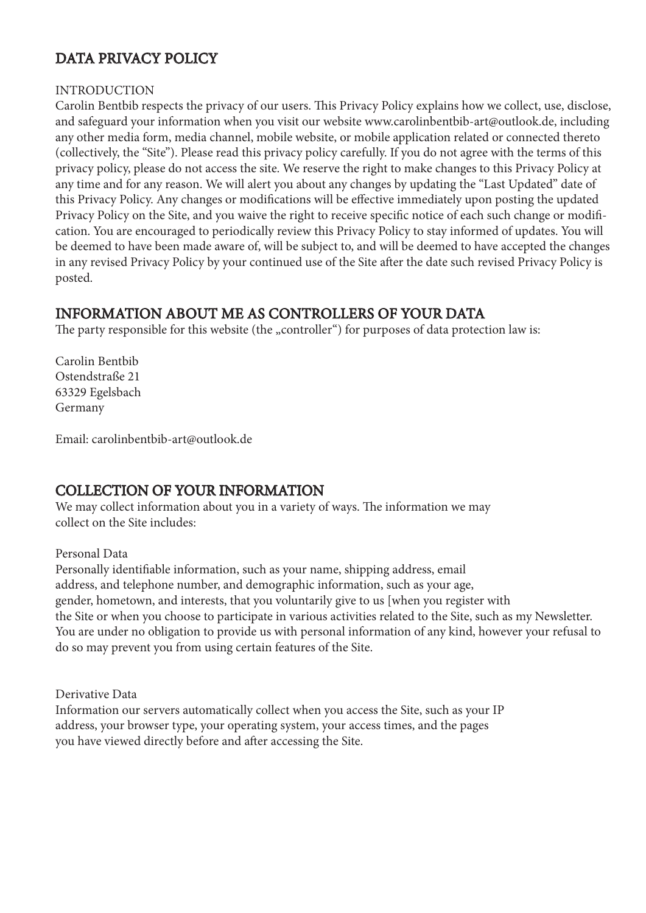# DATA PRIVACY POLICY

INTRODUCTION

Carolin Bentbib respects the privacy of our users. This Privacy Policy explains how we collect, use, disclose, and safeguard your information when you visit our website www.carolinbentbib-art@outlook.de, including any other media form, media channel, mobile website, or mobile application related or connected thereto (collectively, the "Site"). Please read this privacy policy carefully. If you do not agree with the terms of this privacy policy, please do not access the site. We reserve the right to make changes to this Privacy Policy at any time and for any reason. We will alert you about any changes by updating the "Last Updated" date of this Privacy Policy. Any changes or modifications will be effective immediately upon posting the updated Privacy Policy on the Site, and you waive the right to receive specific notice of each such change or modification. You are encouraged to periodically review this Privacy Policy to stay informed of updates. You will be deemed to have been made aware of, will be subject to, and will be deemed to have accepted the changes in any revised Privacy Policy by your continued use of the Site after the date such revised Privacy Policy is posted.

## INFORMATION ABOUT ME AS CONTROLLERS OF YOUR DATA

The party responsible for this website (the „controller") for purposes of data protection law is:

Carolin Bentbib
Ostendstraße 21
63329 Egelsbach
Germany

Email: carolinbentbib-art@outlook.de

## COLLECTION OF YOUR INFORMATION

We may collect information about you in a variety of ways. The information we may collect on the Site includes:

Personal Data

Personally identifiable information, such as your name, shipping address, email address, and telephone number, and demographic information, such as your age, gender, hometown, and interests, that you voluntarily give to us [when you register with the Site or when you choose to participate in various activities related to the Site, such as my Newsletter. You are under no obligation to provide us with personal information of any kind, however your refusal to do so may prevent you from using certain features of the Site.

Derivative Data

Information our servers automatically collect when you access the Site, such as your IP address, your browser type, your operating system, your access times, and the pages you have viewed directly before and after accessing the Site.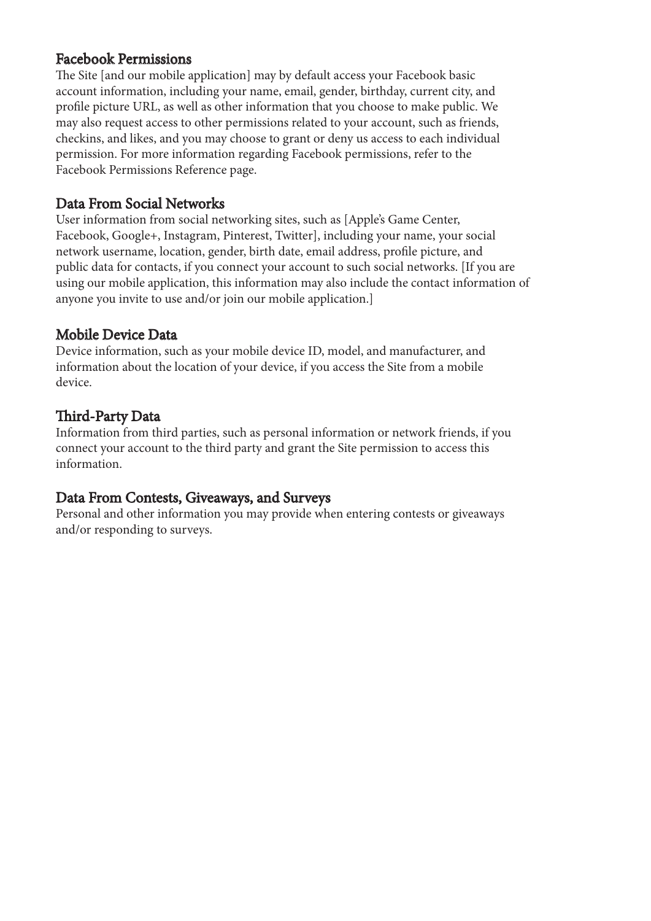### Facebook Permissions

The Site [and our mobile application] may by default access your Facebook basic account information, including your name, email, gender, birthday, current city, and profile picture URL, as well as other information that you choose to make public. We may also request access to other permissions related to your account, such as friends, checkins, and likes, and you may choose to grant or deny us access to each individual permission. For more information regarding Facebook permissions, refer to the Facebook Permissions Reference page.

### Data From Social Networks

User information from social networking sites, such as [Apple's Game Center, Facebook, Google+, Instagram, Pinterest, Twitter], including your name, your social network username, location, gender, birth date, email address, profile picture, and public data for contacts, if you connect your account to such social networks. [If you are using our mobile application, this information may also include the contact information of anyone you invite to use and/or join our mobile application.]

### Mobile Device Data

Device information, such as your mobile device ID, model, and manufacturer, and information about the location of your device, if you access the Site from a mobile device.

### Third-Party Data

Information from third parties, such as personal information or network friends, if you connect your account to the third party and grant the Site permission to access this information.

### Data From Contests, Giveaways, and Surveys

Personal and other information you may provide when entering contests or giveaways and/or responding to surveys.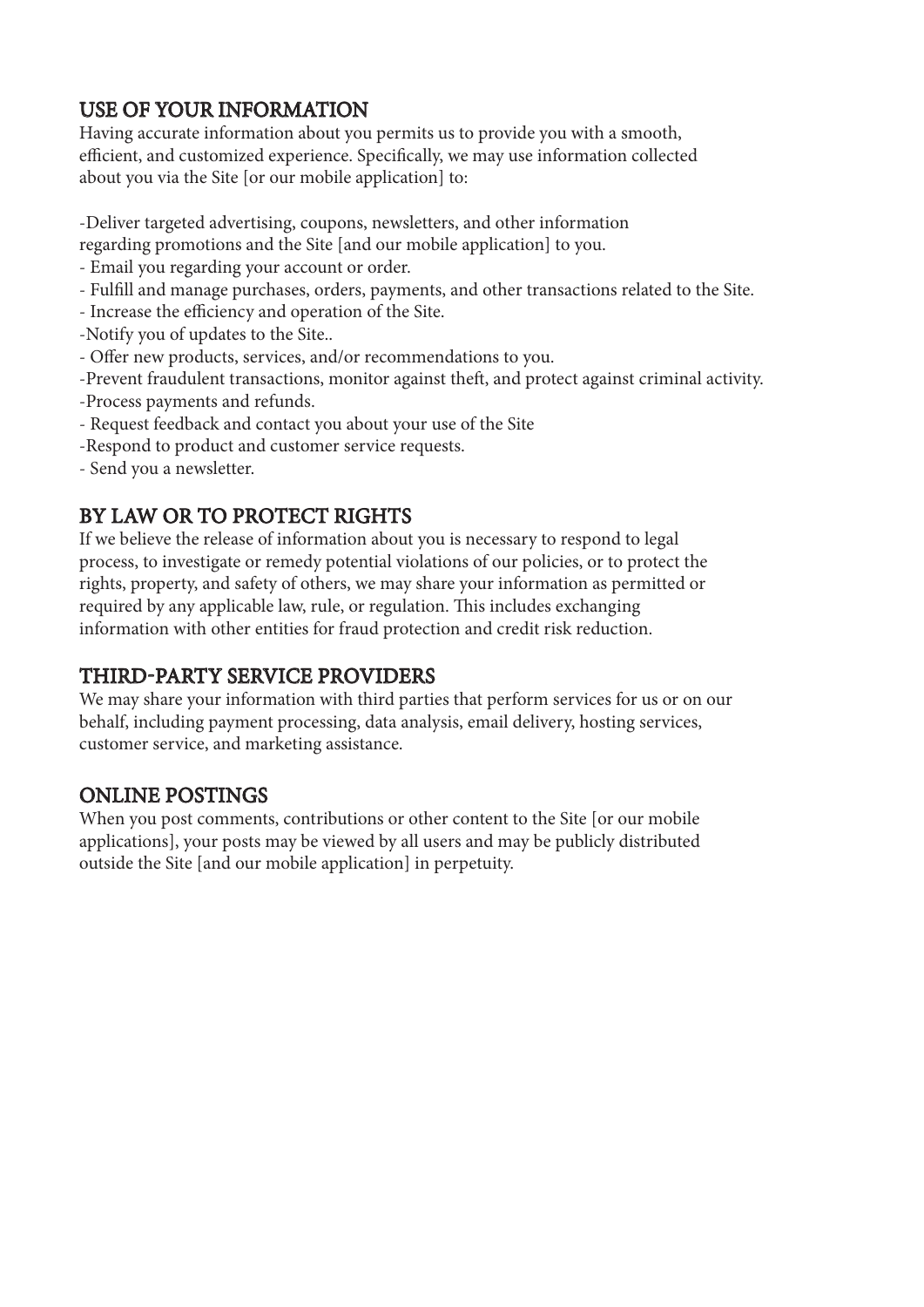## USE OF YOUR INFORMATION

Having accurate information about you permits us to provide you with a smooth, efficient, and customized experience. Specifically, we may use information collected about you via the Site [or our mobile application] to:

- Deliver targeted advertising, coupons, newsletters, and other information regarding promotions and the Site [and our mobile application] to you.
- Email you regarding your account or order.
- Fulfill and manage purchases, orders, payments, and other transactions related to the Site.
- Increase the efficiency and operation of the Site.
- Notify you of updates to the Site..
- Offer new products, services, and/or recommendations to you.
- Prevent fraudulent transactions, monitor against theft, and protect against criminal activity.
- Process payments and refunds.
- Request feedback and contact you about your use of the Site
- Respond to product and customer service requests.
- Send you a newsletter.

## BY LAW OR TO PROTECT RIGHTS

If we believe the release of information about you is necessary to respond to legal process, to investigate or remedy potential violations of our policies, or to protect the rights, property, and safety of others, we may share your information as permitted or required by any applicable law, rule, or regulation. This includes exchanging information with other entities for fraud protection and credit risk reduction.

## THIRD-PARTY SERVICE PROVIDERS

We may share your information with third parties that perform services for us or on our behalf, including payment processing, data analysis, email delivery, hosting services, customer service, and marketing assistance.

## ONLINE POSTINGS

When you post comments, contributions or other content to the Site [or our mobile applications], your posts may be viewed by all users and may be publicly distributed outside the Site [and our mobile application] in perpetuity.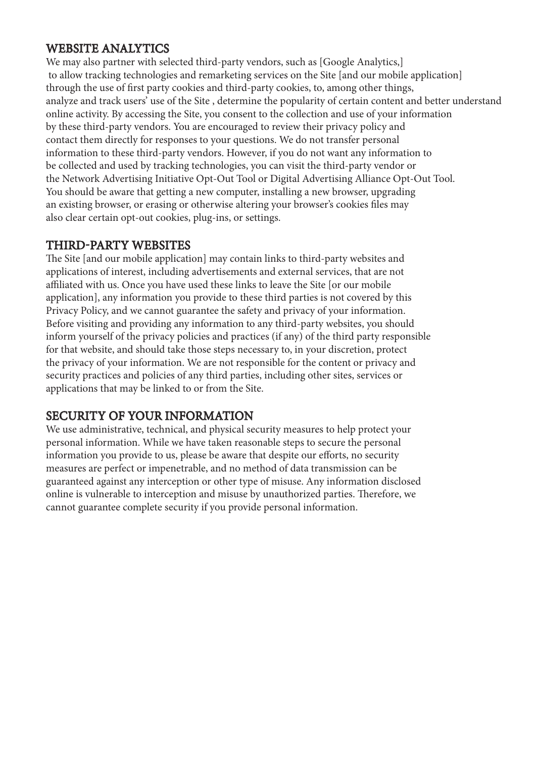## WEBSITE ANALYTICS

We may also partner with selected third-party vendors, such as [Google Analytics,] to allow tracking technologies and remarketing services on the Site [and our mobile application] through the use of first party cookies and third-party cookies, to, among other things, analyze and track users' use of the Site , determine the popularity of certain content and better understand online activity. By accessing the Site, you consent to the collection and use of your information by these third-party vendors. You are encouraged to review their privacy policy and contact them directly for responses to your questions. We do not transfer personal information to these third-party vendors. However, if you do not want any information to be collected and used by tracking technologies, you can visit the third-party vendor or the Network Advertising Initiative Opt-Out Tool or Digital Advertising Alliance Opt-Out Tool. You should be aware that getting a new computer, installing a new browser, upgrading an existing browser, or erasing or otherwise altering your browser's cookies files may also clear certain opt-out cookies, plug-ins, or settings.

## THIRD-PARTY WEBSITES

The Site [and our mobile application] may contain links to third-party websites and applications of interest, including advertisements and external services, that are not affiliated with us. Once you have used these links to leave the Site [or our mobile application], any information you provide to these third parties is not covered by this Privacy Policy, and we cannot guarantee the safety and privacy of your information. Before visiting and providing any information to any third-party websites, you should inform yourself of the privacy policies and practices (if any) of the third party responsible for that website, and should take those steps necessary to, in your discretion, protect the privacy of your information. We are not responsible for the content or privacy and security practices and policies of any third parties, including other sites, services or applications that may be linked to or from the Site.

## SECURITY OF YOUR INFORMATION

We use administrative, technical, and physical security measures to help protect your personal information. While we have taken reasonable steps to secure the personal information you provide to us, please be aware that despite our efforts, no security measures are perfect or impenetrable, and no method of data transmission can be guaranteed against any interception or other type of misuse. Any information disclosed online is vulnerable to interception and misuse by unauthorized parties. Therefore, we cannot guarantee complete security if you provide personal information.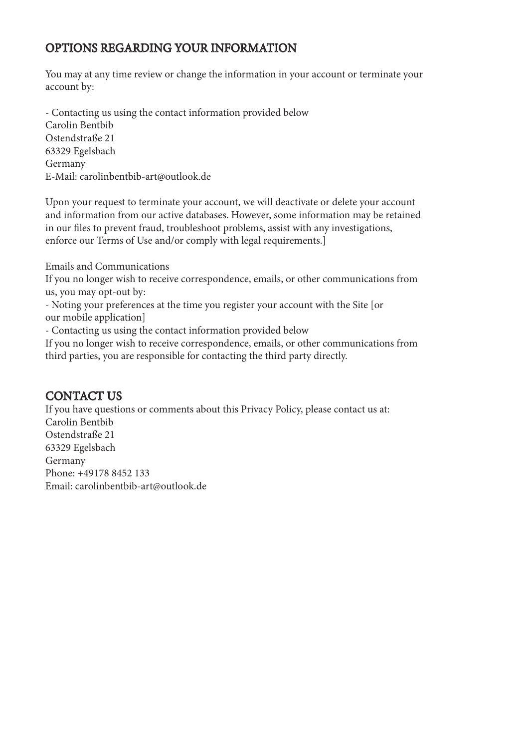## OPTIONS REGARDING YOUR INFORMATION

You may at any time review or change the information in your account or terminate your account by:

- Contacting us using the contact information provided below
Carolin Bentbib
Ostendstraße 21
63329 Egelsbach
Germany
E-Mail: carolinbentbib-art@outlook.de

Upon your request to terminate your account, we will deactivate or delete your account and information from our active databases. However, some information may be retained in our files to prevent fraud, troubleshoot problems, assist with any investigations, enforce our Terms of Use and/or comply with legal requirements.]

Emails and Communications
If you no longer wish to receive correspondence, emails, or other communications from us, you may opt-out by:
- Noting your preferences at the time you register your account with the Site [or our mobile application]
- Contacting us using the contact information provided below
If you no longer wish to receive correspondence, emails, or other communications from third parties, you are responsible for contacting the third party directly.

## CONTACT US

If you have questions or comments about this Privacy Policy, please contact us at:
Carolin Bentbib
Ostendstraße 21
63329 Egelsbach
Germany
Phone: +49178 8452 133
Email: carolinbentbib-art@outlook.de